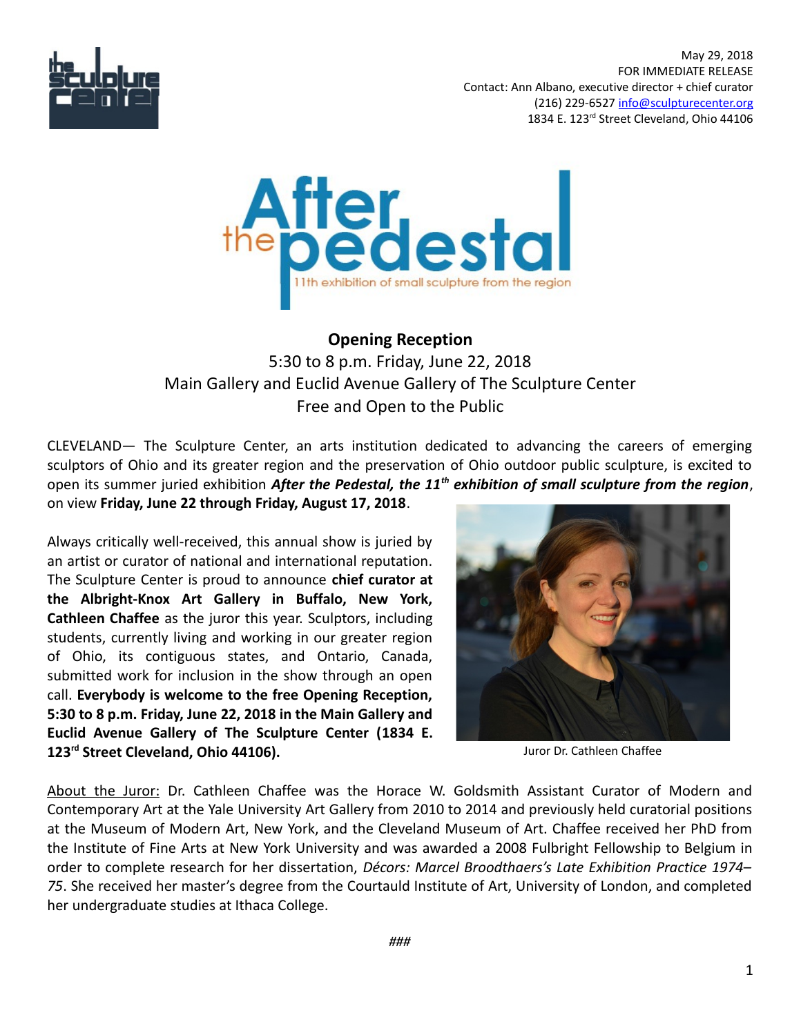May 29, 2018
FOR IMMEDIATE RELEASE
Contact: Ann Albano, executive director + chief curator
(216) 229-6527 info@sculpturecenter.org
1834 E. 123rd Street Cleveland, Ohio 44106

# After the Pedestal

11th exhibition of small sculpture from the region

**Opening Reception**
5:30 to 8 p.m. Friday, June 22, 2018
Main Gallery and Euclid Avenue Gallery of The Sculpture Center
Free and Open to the Public

CLEVELAND— The Sculpture Center, an arts institution dedicated to advancing the careers of emerging sculptors of Ohio and its greater region and the preservation of Ohio outdoor public sculpture, is excited to open its summer juried exhibition ***After the Pedestal, the 11th exhibition of small sculpture from the region***, on view **Friday, June 22 through Friday, August 17, 2018**.

Always critically well-received, this annual show is juried by an artist or curator of national and international reputation. The Sculpture Center is proud to announce **chief curator at the Albright-Knox Art Gallery in Buffalo, New York, Cathleen Chaffee** as the juror this year. Sculptors, including students, currently living and working in our greater region of Ohio, its contiguous states, and Ontario, Canada, submitted work for inclusion in the show through an open call. **Everybody is welcome to the free Opening Reception, 5:30 to 8 p.m. Friday, June 22, 2018 in the Main Gallery and Euclid Avenue Gallery of The Sculpture Center (1834 E. 123rd Street Cleveland, Ohio 44106).**

Juror Dr. Cathleen Chaffee

About the Juror: Dr. Cathleen Chaffee was the Horace W. Goldsmith Assistant Curator of Modern and Contemporary Art at the Yale University Art Gallery from 2010 to 2014 and previously held curatorial positions at the Museum of Modern Art, New York, and the Cleveland Museum of Art. Chaffee received her PhD from the Institute of Fine Arts at New York University and was awarded a 2008 Fulbright Fellowship to Belgium in order to complete research for her dissertation, *Décors: Marcel Broodthaers's Late Exhibition Practice 1974–75*. She received her master's degree from the Courtauld Institute of Art, University of London, and completed her undergraduate studies at Ithaca College.

###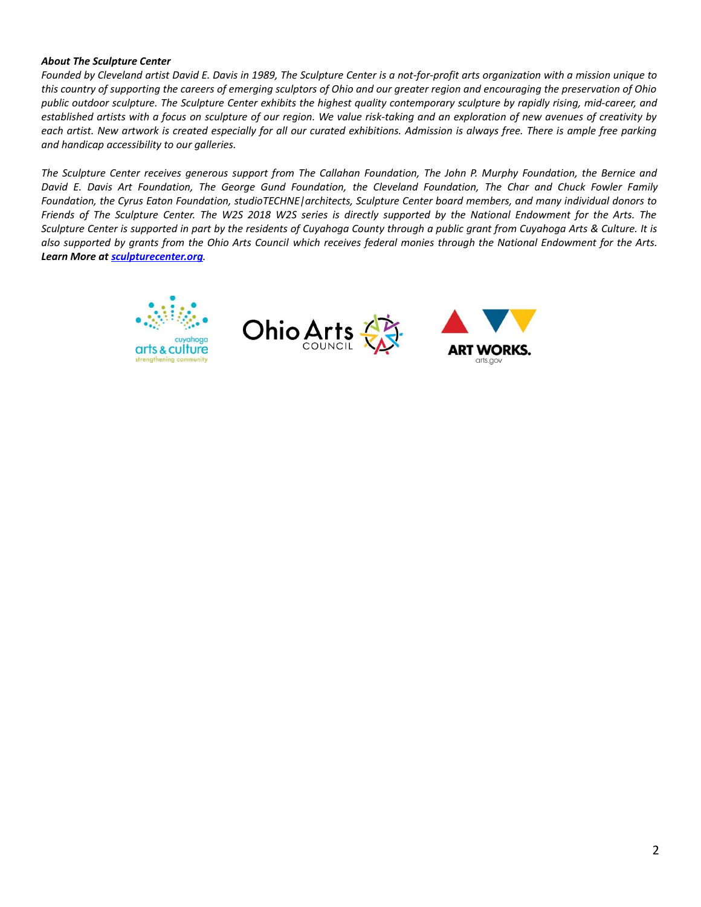***About The Sculpture Center***

*Founded by Cleveland artist David E. Davis in 1989, The Sculpture Center is a not-for-profit arts organization with a mission unique to this country of supporting the careers of emerging sculptors of Ohio and our greater region and encouraging the preservation of Ohio public outdoor sculpture. The Sculpture Center exhibits the highest quality contemporary sculpture by rapidly rising, mid-career, and established artists with a focus on sculpture of our region. We value risk-taking and an exploration of new avenues of creativity by each artist. New artwork is created especially for all our curated exhibitions. Admission is always free. There is ample free parking and handicap accessibility to our galleries.*

*The Sculpture Center receives generous support from The Callahan Foundation, The John P. Murphy Foundation, the Bernice and David E. Davis Art Foundation, The George Gund Foundation, the Cleveland Foundation, The Char and Chuck Fowler Family Foundation, the Cyrus Eaton Foundation, studioTECHNE|architects, Sculpture Center board members, and many individual donors to Friends of The Sculpture Center. The W2S 2018 W2S series is directly supported by the National Endowment for the Arts. The Sculpture Center is supported in part by the residents of Cuyahoga County through a public grant from Cuyahoga Arts & Culture. It is also supported by grants from the Ohio Arts Council which receives federal monies through the National Endowment for the Arts.* ***Learn More at [sculpturecenter.org](http://sculpturecenter.org)****.*

cuyahoga arts & culture strengthening community

Ohio Arts COUNCIL

ART WORKS. arts.gov